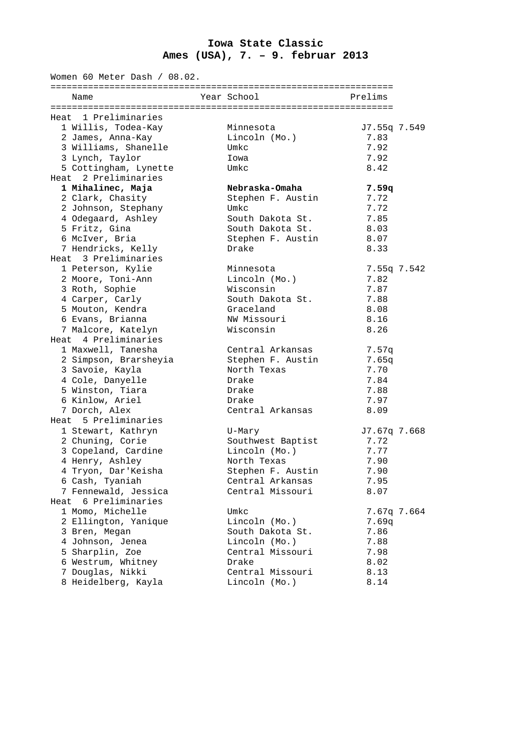# Iowa State Classic
## Ames (USA), 7. – 9. februar 2013

Women 60 Meter Dash / 08.02.

| | Name | Year | School | Prelims |
|---|---|---|---|---|
| **Heat 1 Preliminaries** | | | | |
| 1 | Willis, Todea-Kay | | Minnesota | J7.55q 7.549 |
| 2 | James, Anna-Kay | | Lincoln (Mo.) | 7.83 |
| 3 | Williams, Shanelle | | Umkc | 7.92 |
| 3 | Lynch, Taylor | | Iowa | 7.92 |
| 5 | Cottingham, Lynette | | Umkc | 8.42 |
| **Heat 2 Preliminaries** | | | | |
| **1** | **Mihalinec, Maja** | | **Nebraska-Omaha** | **7.59q** |
| 2 | Clark, Chasity | | Stephen F. Austin | 7.72 |
| 2 | Johnson, Stephany | | Umkc | 7.72 |
| 4 | Odegaard, Ashley | | South Dakota St. | 7.85 |
| 5 | Fritz, Gina | | South Dakota St. | 8.03 |
| 6 | McIver, Bria | | Stephen F. Austin | 8.07 |
| 7 | Hendricks, Kelly | | Drake | 8.33 |
| **Heat 3 Preliminaries** | | | | |
| 1 | Peterson, Kylie | | Minnesota | 7.55q 7.542 |
| 2 | Moore, Toni-Ann | | Lincoln (Mo.) | 7.82 |
| 3 | Roth, Sophie | | Wisconsin | 7.87 |
| 4 | Carper, Carly | | South Dakota St. | 7.88 |
| 5 | Mouton, Kendra | | Graceland | 8.08 |
| 6 | Evans, Brianna | | NW Missouri | 8.16 |
| 7 | Malcore, Katelyn | | Wisconsin | 8.26 |
| **Heat 4 Preliminaries** | | | | |
| 1 | Maxwell, Tanesha | | Central Arkansas | 7.57q |
| 2 | Simpson, Brarsheyia | | Stephen F. Austin | 7.65q |
| 3 | Savoie, Kayla | | North Texas | 7.70 |
| 4 | Cole, Danyelle | | Drake | 7.84 |
| 5 | Winston, Tiara | | Drake | 7.88 |
| 6 | Kinlow, Ariel | | Drake | 7.97 |
| 7 | Dorch, Alex | | Central Arkansas | 8.09 |
| **Heat 5 Preliminaries** | | | | |
| 1 | Stewart, Kathryn | | U-Mary | J7.67q 7.668 |
| 2 | Chuning, Corie | | Southwest Baptist | 7.72 |
| 3 | Copeland, Cardine | | Lincoln (Mo.) | 7.77 |
| 4 | Henry, Ashley | | North Texas | 7.90 |
| 4 | Tryon, Dar'Keisha | | Stephen F. Austin | 7.90 |
| 6 | Cash, Tyaniah | | Central Arkansas | 7.95 |
| 7 | Fennewald, Jessica | | Central Missouri | 8.07 |
| **Heat 6 Preliminaries** | | | | |
| 1 | Momo, Michelle | | Umkc | 7.67q 7.664 |
| 2 | Ellington, Yanique | | Lincoln (Mo.) | 7.69q |
| 3 | Bren, Megan | | South Dakota St. | 7.86 |
| 4 | Johnson, Jenea | | Lincoln (Mo.) | 7.88 |
| 5 | Sharplin, Zoe | | Central Missouri | 7.98 |
| 6 | Westrum, Whitney | | Drake | 8.02 |
| 7 | Douglas, Nikki | | Central Missouri | 8.13 |
| 8 | Heidelberg, Kayla | | Lincoln (Mo.) | 8.14 |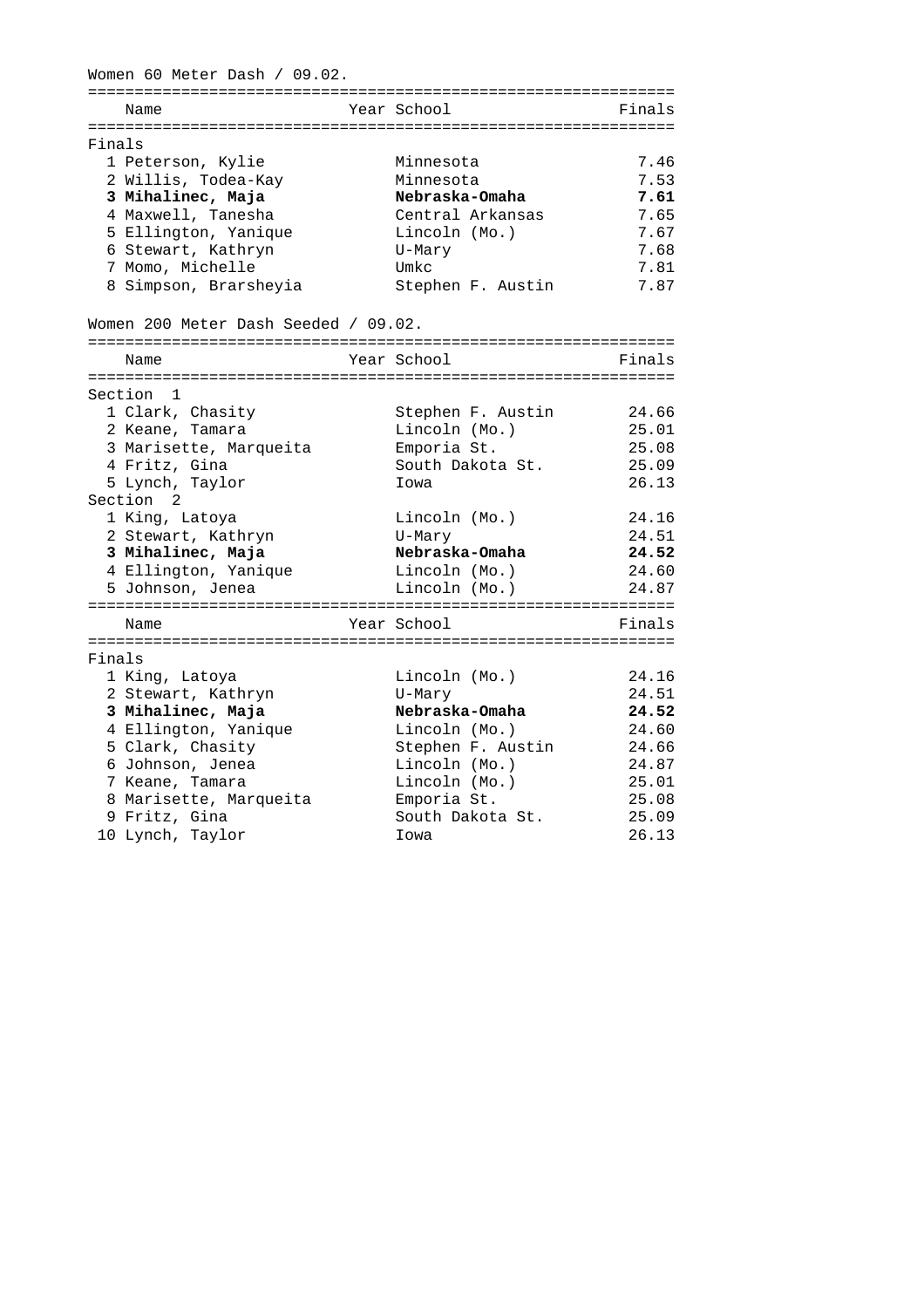Women 60 Meter Dash / 09.02.

| | Name | Year | School | Finals |
|---|---|---|---|---|
| **Finals** | | | | |
| 1 | Peterson, Kylie | | Minnesota | 7.46 |
| 2 | Willis, Todea-Kay | | Minnesota | 7.53 |
| **3** | **Mihalinec, Maja** | | **Nebraska-Omaha** | **7.61** |
| 4 | Maxwell, Tanesha | | Central Arkansas | 7.65 |
| 5 | Ellington, Yanique | | Lincoln (Mo.) | 7.67 |
| 6 | Stewart, Kathryn | | U-Mary | 7.68 |
| 7 | Momo, Michelle | | Umkc | 7.81 |
| 8 | Simpson, Brarsheyia | | Stephen F. Austin | 7.87 |

Women 200 Meter Dash Seeded / 09.02.

| | Name | Year | School | Finals |
|---|---|---|---|---|
| **Section 1** | | | | |
| 1 | Clark, Chasity | | Stephen F. Austin | 24.66 |
| 2 | Keane, Tamara | | Lincoln (Mo.) | 25.01 |
| 3 | Marisette, Marqueita | | Emporia St. | 25.08 |
| 4 | Fritz, Gina | | South Dakota St. | 25.09 |
| 5 | Lynch, Taylor | | Iowa | 26.13 |
| **Section 2** | | | | |
| 1 | King, Latoya | | Lincoln (Mo.) | 24.16 |
| 2 | Stewart, Kathryn | | U-Mary | 24.51 |
| **3** | **Mihalinec, Maja** | | **Nebraska-Omaha** | **24.52** |
| 4 | Ellington, Yanique | | Lincoln (Mo.) | 24.60 |
| 5 | Johnson, Jenea | | Lincoln (Mo.) | 24.87 |

| | Name | Year | School | Finals |
|---|---|---|---|---|
| **Finals** | | | | |
| 1 | King, Latoya | | Lincoln (Mo.) | 24.16 |
| 2 | Stewart, Kathryn | | U-Mary | 24.51 |
| **3** | **Mihalinec, Maja** | | **Nebraska-Omaha** | **24.52** |
| 4 | Ellington, Yanique | | Lincoln (Mo.) | 24.60 |
| 5 | Clark, Chasity | | Stephen F. Austin | 24.66 |
| 6 | Johnson, Jenea | | Lincoln (Mo.) | 24.87 |
| 7 | Keane, Tamara | | Lincoln (Mo.) | 25.01 |
| 8 | Marisette, Marqueita | | Emporia St. | 25.08 |
| 9 | Fritz, Gina | | South Dakota St. | 25.09 |
| 10 | Lynch, Taylor | | Iowa | 26.13 |